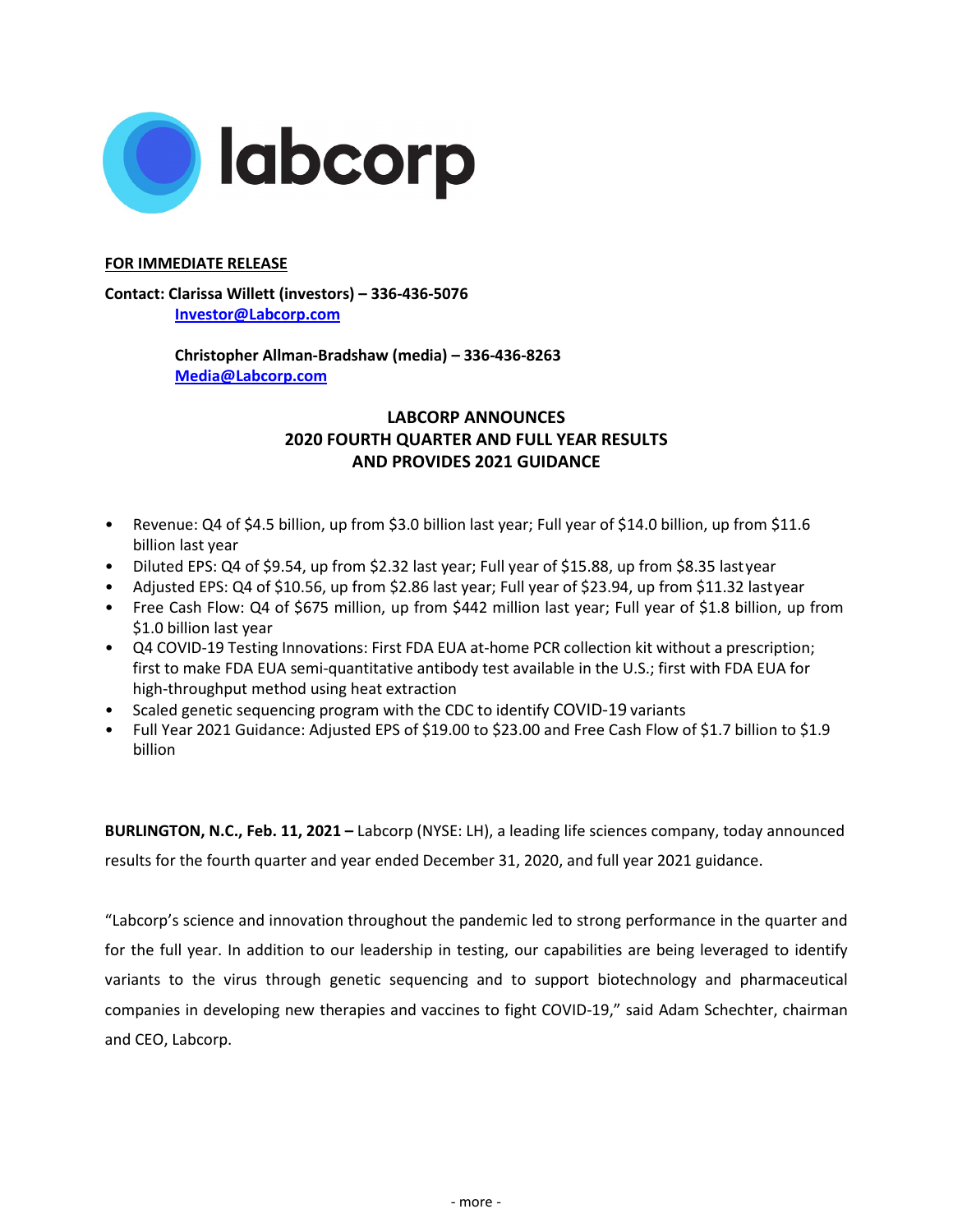labcorp

**FOR IMMEDIATE RELEASE**

**Contact: Clarissa Willett (investors) – 336-436-5076**
**Investor@Labcorp.com**

**Christopher Allman-Bradshaw (media) – 336-436-8263**
**Media@Labcorp.com**

# LABCORP ANNOUNCES 2020 FOURTH QUARTER AND FULL YEAR RESULTS AND PROVIDES 2021 GUIDANCE

- Revenue: Q4 of $4.5 billion, up from $3.0 billion last year; Full year of $14.0 billion, up from $11.6 billion last year
- Diluted EPS: Q4 of $9.54, up from $2.32 last year; Full year of $15.88, up from $8.35 last year
- Adjusted EPS: Q4 of $10.56, up from $2.86 last year; Full year of $23.94, up from $11.32 last year
- Free Cash Flow: Q4 of $675 million, up from $442 million last year; Full year of $1.8 billion, up from $1.0 billion last year
- Q4 COVID-19 Testing Innovations: First FDA EUA at-home PCR collection kit without a prescription; first to make FDA EUA semi-quantitative antibody test available in the U.S.; first with FDA EUA for high-throughput method using heat extraction
- Scaled genetic sequencing program with the CDC to identify COVID-19 variants
- Full Year 2021 Guidance: Adjusted EPS of $19.00 to $23.00 and Free Cash Flow of $1.7 billion to $1.9 billion

**BURLINGTON, N.C., Feb. 11, 2021 –** Labcorp (NYSE: LH), a leading life sciences company, today announced results for the fourth quarter and year ended December 31, 2020, and full year 2021 guidance.

"Labcorp's science and innovation throughout the pandemic led to strong performance in the quarter and for the full year. In addition to our leadership in testing, our capabilities are being leveraged to identify variants to the virus through genetic sequencing and to support biotechnology and pharmaceutical companies in developing new therapies and vaccines to fight COVID-19," said Adam Schechter, chairman and CEO, Labcorp.

- more -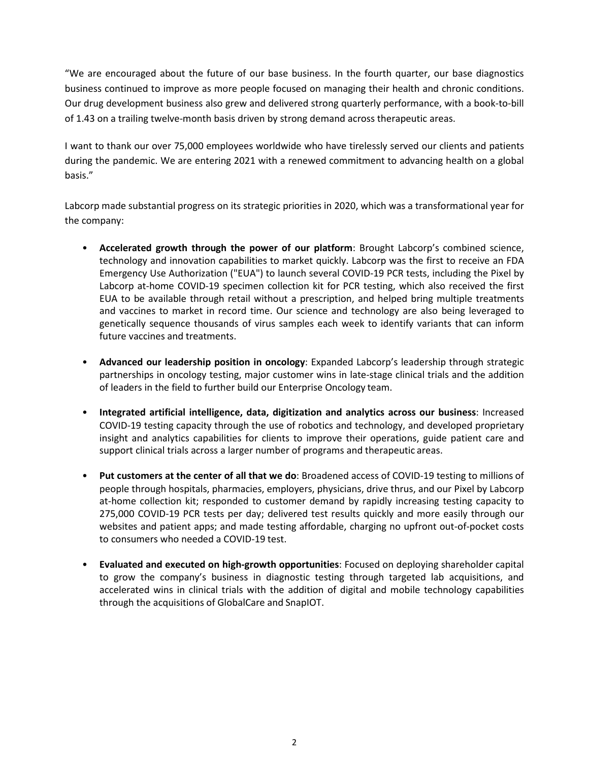"We are encouraged about the future of our base business. In the fourth quarter, our base diagnostics business continued to improve as more people focused on managing their health and chronic conditions. Our drug development business also grew and delivered strong quarterly performance, with a book-to-bill of 1.43 on a trailing twelve-month basis driven by strong demand across therapeutic areas.

I want to thank our over 75,000 employees worldwide who have tirelessly served our clients and patients during the pandemic. We are entering 2021 with a renewed commitment to advancing health on a global basis."

Labcorp made substantial progress on its strategic priorities in 2020, which was a transformational year for the company:

- **Accelerated growth through the power of our platform**: Brought Labcorp's combined science, technology and innovation capabilities to market quickly. Labcorp was the first to receive an FDA Emergency Use Authorization ("EUA") to launch several COVID-19 PCR tests, including the Pixel by Labcorp at-home COVID-19 specimen collection kit for PCR testing, which also received the first EUA to be available through retail without a prescription, and helped bring multiple treatments and vaccines to market in record time. Our science and technology are also being leveraged to genetically sequence thousands of virus samples each week to identify variants that can inform future vaccines and treatments.

- **Advanced our leadership position in oncology**: Expanded Labcorp's leadership through strategic partnerships in oncology testing, major customer wins in late-stage clinical trials and the addition of leaders in the field to further build our Enterprise Oncology team.

- **Integrated artificial intelligence, data, digitization and analytics across our business**: Increased COVID-19 testing capacity through the use of robotics and technology, and developed proprietary insight and analytics capabilities for clients to improve their operations, guide patient care and support clinical trials across a larger number of programs and therapeutic areas.

- **Put customers at the center of all that we do**: Broadened access of COVID-19 testing to millions of people through hospitals, pharmacies, employers, physicians, drive thrus, and our Pixel by Labcorp at-home collection kit; responded to customer demand by rapidly increasing testing capacity to 275,000 COVID-19 PCR tests per day; delivered test results quickly and more easily through our websites and patient apps; and made testing affordable, charging no upfront out-of-pocket costs to consumers who needed a COVID-19 test.

- **Evaluated and executed on high-growth opportunities**: Focused on deploying shareholder capital to grow the company's business in diagnostic testing through targeted lab acquisitions, and accelerated wins in clinical trials with the addition of digital and mobile technology capabilities through the acquisitions of GlobalCare and SnapIOT.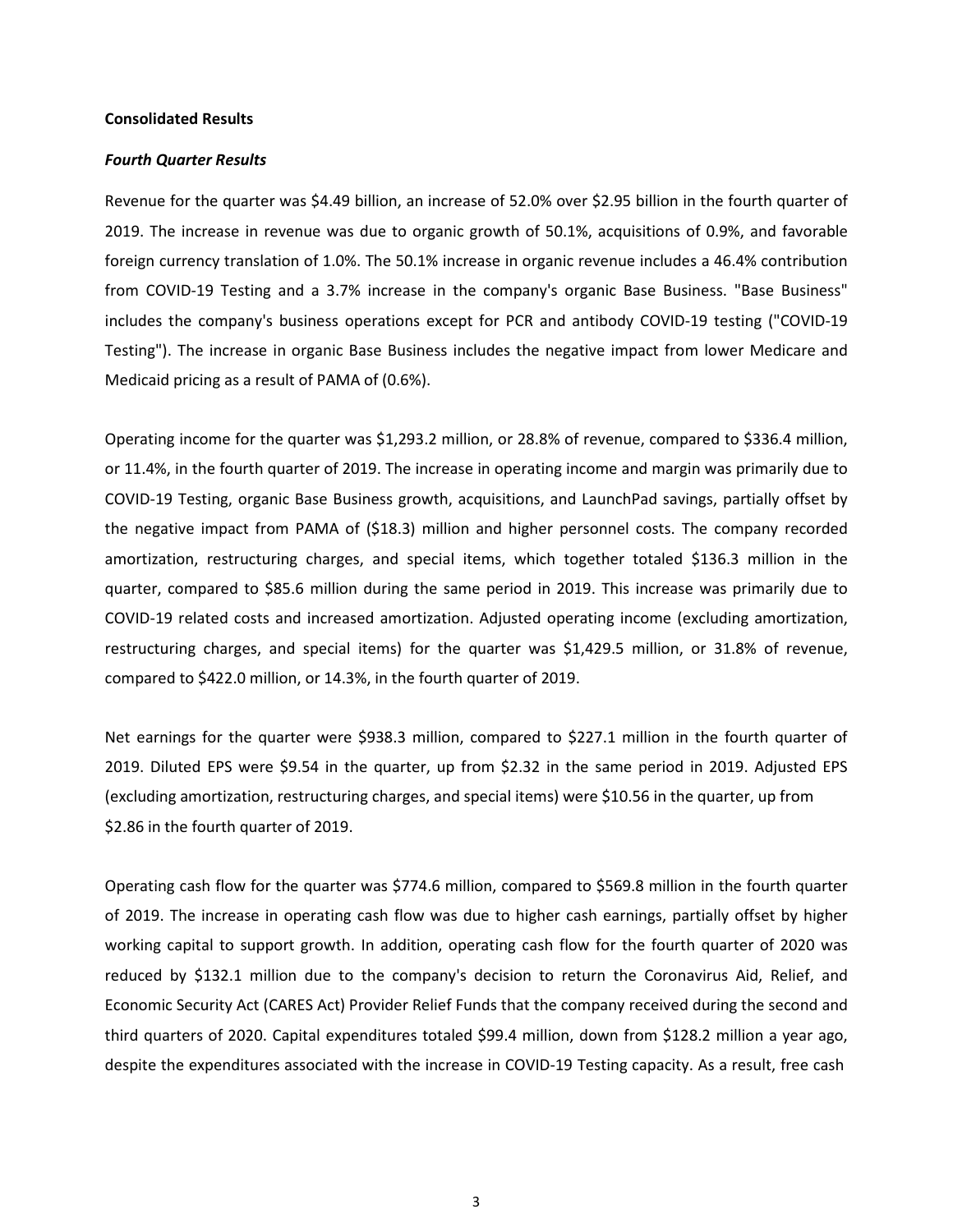**Consolidated Results**

***Fourth Quarter Results***

Revenue for the quarter was $4.49 billion, an increase of 52.0% over $2.95 billion in the fourth quarter of 2019. The increase in revenue was due to organic growth of 50.1%, acquisitions of 0.9%, and favorable foreign currency translation of 1.0%. The 50.1% increase in organic revenue includes a 46.4% contribution from COVID-19 Testing and a 3.7% increase in the company's organic Base Business. "Base Business" includes the company's business operations except for PCR and antibody COVID-19 testing ("COVID-19 Testing"). The increase in organic Base Business includes the negative impact from lower Medicare and Medicaid pricing as a result of PAMA of (0.6%).

Operating income for the quarter was $1,293.2 million, or 28.8% of revenue, compared to $336.4 million, or 11.4%, in the fourth quarter of 2019. The increase in operating income and margin was primarily due to COVID-19 Testing, organic Base Business growth, acquisitions, and LaunchPad savings, partially offset by the negative impact from PAMA of ($18.3) million and higher personnel costs. The company recorded amortization, restructuring charges, and special items, which together totaled $136.3 million in the quarter, compared to $85.6 million during the same period in 2019. This increase was primarily due to COVID-19 related costs and increased amortization. Adjusted operating income (excluding amortization, restructuring charges, and special items) for the quarter was $1,429.5 million, or 31.8% of revenue, compared to $422.0 million, or 14.3%, in the fourth quarter of 2019.

Net earnings for the quarter were $938.3 million, compared to $227.1 million in the fourth quarter of 2019. Diluted EPS were $9.54 in the quarter, up from $2.32 in the same period in 2019. Adjusted EPS (excluding amortization, restructuring charges, and special items) were $10.56 in the quarter, up from $2.86 in the fourth quarter of 2019.

Operating cash flow for the quarter was $774.6 million, compared to $569.8 million in the fourth quarter of 2019. The increase in operating cash flow was due to higher cash earnings, partially offset by higher working capital to support growth. In addition, operating cash flow for the fourth quarter of 2020 was reduced by $132.1 million due to the company's decision to return the Coronavirus Aid, Relief, and Economic Security Act (CARES Act) Provider Relief Funds that the company received during the second and third quarters of 2020. Capital expenditures totaled $99.4 million, down from $128.2 million a year ago, despite the expenditures associated with the increase in COVID-19 Testing capacity. As a result, free cash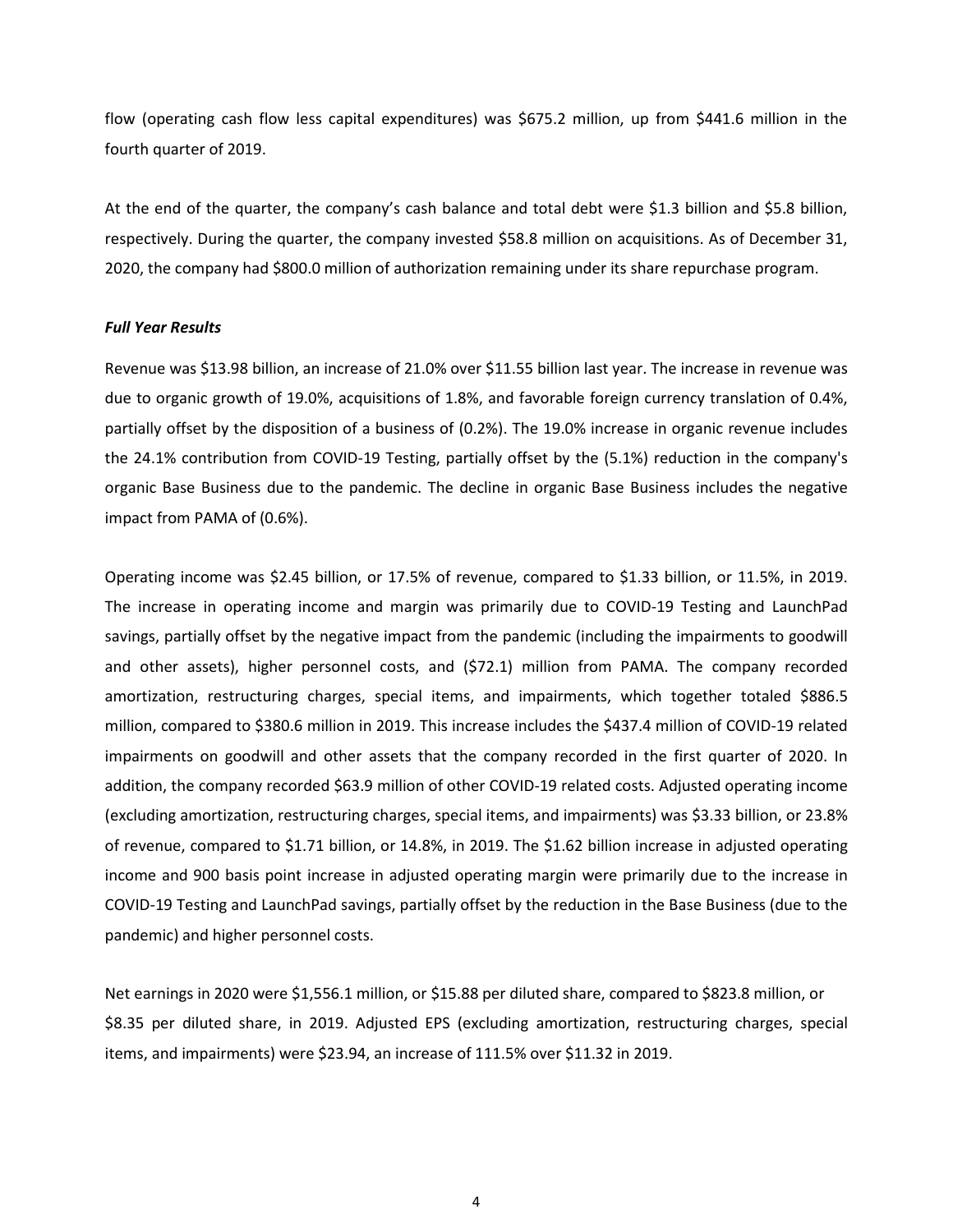flow (operating cash flow less capital expenditures) was $675.2 million, up from $441.6 million in the fourth quarter of 2019.

At the end of the quarter, the company's cash balance and total debt were $1.3 billion and $5.8 billion, respectively. During the quarter, the company invested $58.8 million on acquisitions. As of December 31, 2020, the company had $800.0 million of authorization remaining under its share repurchase program.

***Full Year Results***

Revenue was $13.98 billion, an increase of 21.0% over $11.55 billion last year. The increase in revenue was due to organic growth of 19.0%, acquisitions of 1.8%, and favorable foreign currency translation of 0.4%, partially offset by the disposition of a business of (0.2%). The 19.0% increase in organic revenue includes the 24.1% contribution from COVID-19 Testing, partially offset by the (5.1%) reduction in the company's organic Base Business due to the pandemic. The decline in organic Base Business includes the negative impact from PAMA of (0.6%).

Operating income was $2.45 billion, or 17.5% of revenue, compared to $1.33 billion, or 11.5%, in 2019. The increase in operating income and margin was primarily due to COVID-19 Testing and LaunchPad savings, partially offset by the negative impact from the pandemic (including the impairments to goodwill and other assets), higher personnel costs, and ($72.1) million from PAMA. The company recorded amortization, restructuring charges, special items, and impairments, which together totaled $886.5 million, compared to $380.6 million in 2019. This increase includes the $437.4 million of COVID-19 related impairments on goodwill and other assets that the company recorded in the first quarter of 2020. In addition, the company recorded $63.9 million of other COVID-19 related costs. Adjusted operating income (excluding amortization, restructuring charges, special items, and impairments) was $3.33 billion, or 23.8% of revenue, compared to $1.71 billion, or 14.8%, in 2019. The $1.62 billion increase in adjusted operating income and 900 basis point increase in adjusted operating margin were primarily due to the increase in COVID-19 Testing and LaunchPad savings, partially offset by the reduction in the Base Business (due to the pandemic) and higher personnel costs.

Net earnings in 2020 were $1,556.1 million, or $15.88 per diluted share, compared to $823.8 million, or $8.35 per diluted share, in 2019. Adjusted EPS (excluding amortization, restructuring charges, special items, and impairments) were $23.94, an increase of 111.5% over $11.32 in 2019.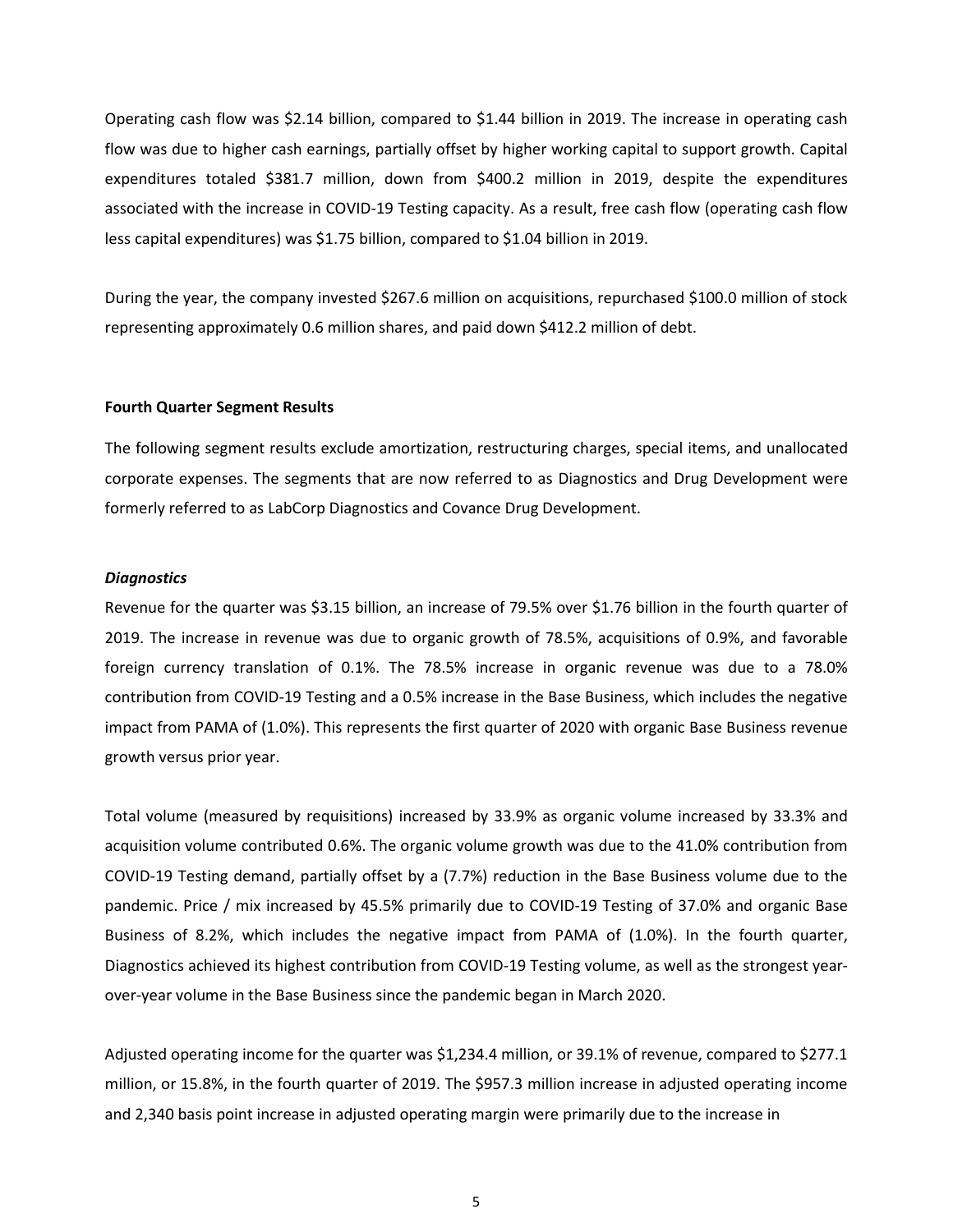Operating cash flow was $2.14 billion, compared to $1.44 billion in 2019. The increase in operating cash flow was due to higher cash earnings, partially offset by higher working capital to support growth. Capital expenditures totaled $381.7 million, down from $400.2 million in 2019, despite the expenditures associated with the increase in COVID-19 Testing capacity. As a result, free cash flow (operating cash flow less capital expenditures) was $1.75 billion, compared to $1.04 billion in 2019.

During the year, the company invested $267.6 million on acquisitions, repurchased $100.0 million of stock representing approximately 0.6 million shares, and paid down $412.2 million of debt.

**Fourth Quarter Segment Results**

The following segment results exclude amortization, restructuring charges, special items, and unallocated corporate expenses. The segments that are now referred to as Diagnostics and Drug Development were formerly referred to as LabCorp Diagnostics and Covance Drug Development.

***Diagnostics***

Revenue for the quarter was $3.15 billion, an increase of 79.5% over $1.76 billion in the fourth quarter of 2019. The increase in revenue was due to organic growth of 78.5%, acquisitions of 0.9%, and favorable foreign currency translation of 0.1%. The 78.5% increase in organic revenue was due to a 78.0% contribution from COVID-19 Testing and a 0.5% increase in the Base Business, which includes the negative impact from PAMA of (1.0%). This represents the first quarter of 2020 with organic Base Business revenue growth versus prior year.

Total volume (measured by requisitions) increased by 33.9% as organic volume increased by 33.3% and acquisition volume contributed 0.6%. The organic volume growth was due to the 41.0% contribution from COVID-19 Testing demand, partially offset by a (7.7%) reduction in the Base Business volume due to the pandemic. Price / mix increased by 45.5% primarily due to COVID-19 Testing of 37.0% and organic Base Business of 8.2%, which includes the negative impact from PAMA of (1.0%). In the fourth quarter, Diagnostics achieved its highest contribution from COVID-19 Testing volume, as well as the strongest year-over-year volume in the Base Business since the pandemic began in March 2020.

Adjusted operating income for the quarter was $1,234.4 million, or 39.1% of revenue, compared to $277.1 million, or 15.8%, in the fourth quarter of 2019. The $957.3 million increase in adjusted operating income and 2,340 basis point increase in adjusted operating margin were primarily due to the increase in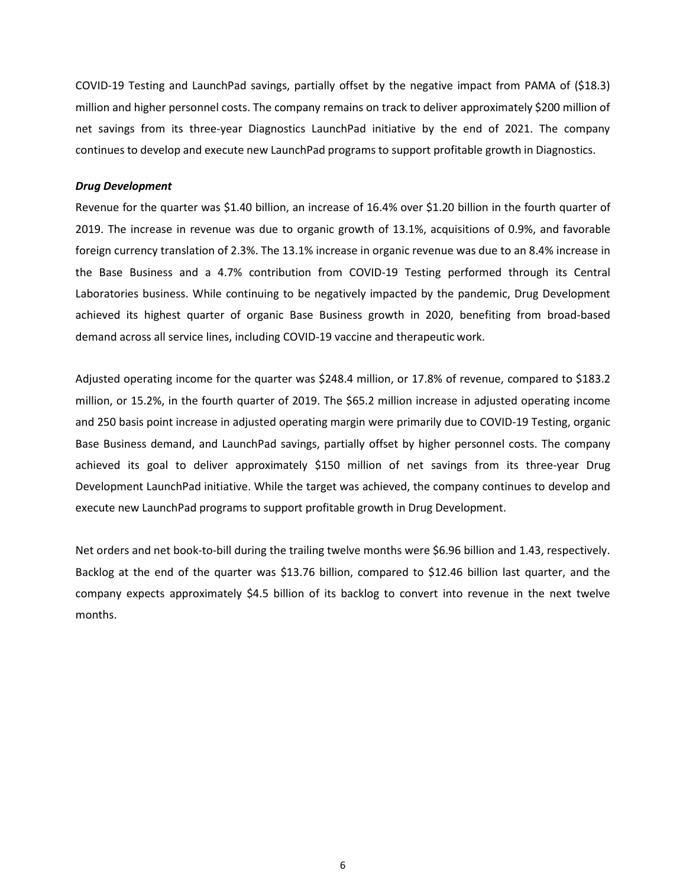COVID-19 Testing and LaunchPad savings, partially offset by the negative impact from PAMA of ($18.3) million and higher personnel costs. The company remains on track to deliver approximately $200 million of net savings from its three-year Diagnostics LaunchPad initiative by the end of 2021. The company continues to develop and execute new LaunchPad programs to support profitable growth in Diagnostics.

***Drug Development***

Revenue for the quarter was $1.40 billion, an increase of 16.4% over $1.20 billion in the fourth quarter of 2019. The increase in revenue was due to organic growth of 13.1%, acquisitions of 0.9%, and favorable foreign currency translation of 2.3%. The 13.1% increase in organic revenue was due to an 8.4% increase in the Base Business and a 4.7% contribution from COVID-19 Testing performed through its Central Laboratories business. While continuing to be negatively impacted by the pandemic, Drug Development achieved its highest quarter of organic Base Business growth in 2020, benefiting from broad-based demand across all service lines, including COVID-19 vaccine and therapeutic work.

Adjusted operating income for the quarter was $248.4 million, or 17.8% of revenue, compared to $183.2 million, or 15.2%, in the fourth quarter of 2019. The $65.2 million increase in adjusted operating income and 250 basis point increase in adjusted operating margin were primarily due to COVID-19 Testing, organic Base Business demand, and LaunchPad savings, partially offset by higher personnel costs. The company achieved its goal to deliver approximately $150 million of net savings from its three-year Drug Development LaunchPad initiative. While the target was achieved, the company continues to develop and execute new LaunchPad programs to support profitable growth in Drug Development.

Net orders and net book-to-bill during the trailing twelve months were $6.96 billion and 1.43, respectively. Backlog at the end of the quarter was $13.76 billion, compared to $12.46 billion last quarter, and the company expects approximately $4.5 billion of its backlog to convert into revenue in the next twelve months.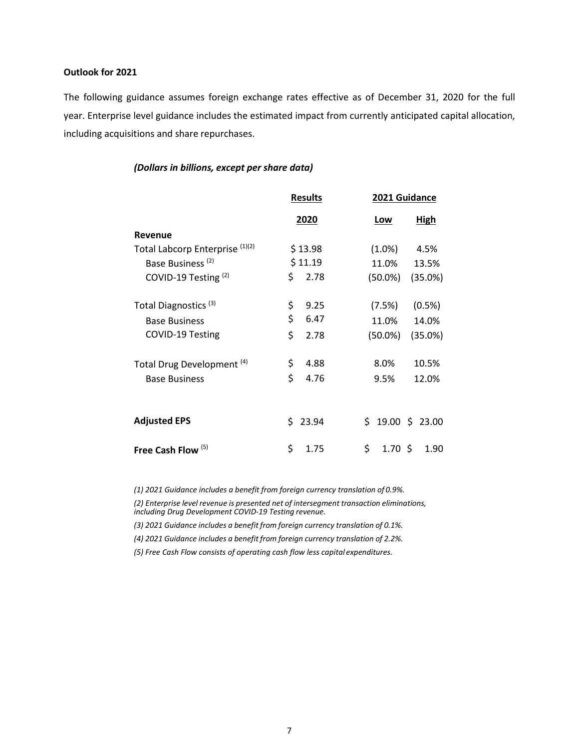**Outlook for 2021**

The following guidance assumes foreign exchange rates effective as of December 31, 2020 for the full year. Enterprise level guidance includes the estimated impact from currently anticipated capital allocation, including acquisitions and share repurchases.

***(Dollars in billions, except per share data)***

| | Results | 2021 Guidance | |
|---|---|---|---|
| | 2020 | Low | High |
| **Revenue** | | | |
| Total Labcorp Enterprise [1][2] | $ 13.98 | (1.0%) | 4.5% |
| Base Business [2] | $ 11.19 | 11.0% | 13.5% |
| COVID-19 Testing [2] | $ 2.78 | (50.0%) | (35.0%) |
| Total Diagnostics [3] | $ 9.25 | (7.5%) | (0.5%) |
| Base Business | $ 6.47 | 11.0% | 14.0% |
| COVID-19 Testing | $ 2.78 | (50.0%) | (35.0%) |
| Total Drug Development [4] | $ 4.88 | 8.0% | 10.5% |
| Base Business | $ 4.76 | 9.5% | 12.0% |
| **Adjusted EPS** | $ 23.94 | $ 19.00 | $ 23.00 |
| **Free Cash Flow** [5] | $ 1.75 | $ 1.70 | $ 1.90 |

*(1) 2021 Guidance includes a benefit from foreign currency translation of 0.9%.*

*(2) Enterprise level revenue is presented net of intersegment transaction eliminations, including Drug Development COVID-19 Testing revenue.*

*(3) 2021 Guidance includes a benefit from foreign currency translation of 0.1%.*

*(4) 2021 Guidance includes a benefit from foreign currency translation of 2.2%.*

*(5) Free Cash Flow consists of operating cash flow less capital expenditures.*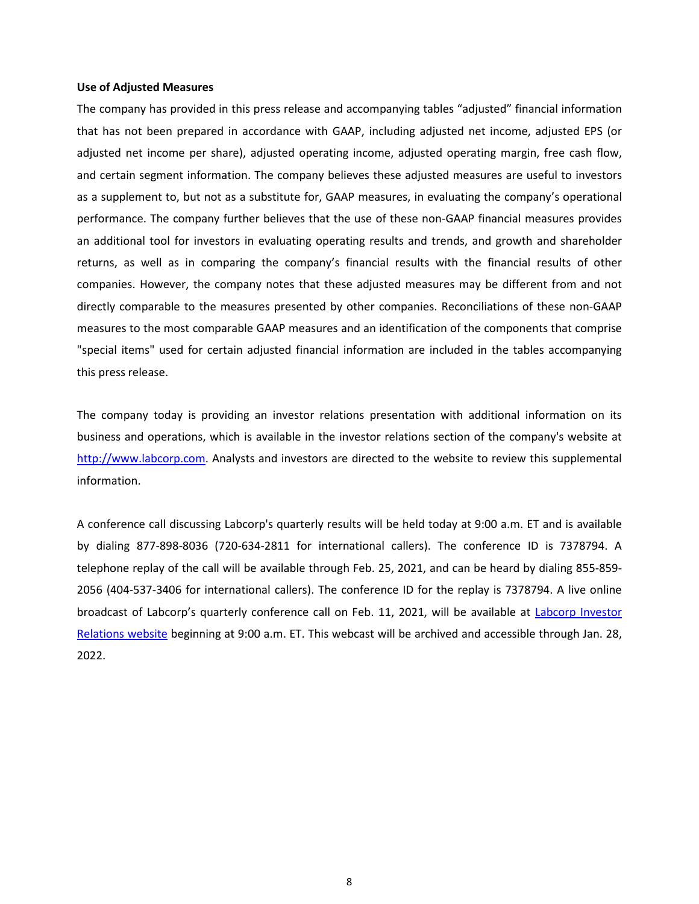**Use of Adjusted Measures**

The company has provided in this press release and accompanying tables "adjusted" financial information that has not been prepared in accordance with GAAP, including adjusted net income, adjusted EPS (or adjusted net income per share), adjusted operating income, adjusted operating margin, free cash flow, and certain segment information. The company believes these adjusted measures are useful to investors as a supplement to, but not as a substitute for, GAAP measures, in evaluating the company's operational performance. The company further believes that the use of these non-GAAP financial measures provides an additional tool for investors in evaluating operating results and trends, and growth and shareholder returns, as well as in comparing the company's financial results with the financial results of other companies. However, the company notes that these adjusted measures may be different from and not directly comparable to the measures presented by other companies. Reconciliations of these non-GAAP measures to the most comparable GAAP measures and an identification of the components that comprise "special items" used for certain adjusted financial information are included in the tables accompanying this press release.

The company today is providing an investor relations presentation with additional information on its business and operations, which is available in the investor relations section of the company's website at [http://www.labcorp.com](http://www.labcorp.com). Analysts and investors are directed to the website to review this supplemental information.

A conference call discussing Labcorp's quarterly results will be held today at 9:00 a.m. ET and is available by dialing 877-898-8036 (720-634-2811 for international callers). The conference ID is 7378794. A telephone replay of the call will be available through Feb. 25, 2021, and can be heard by dialing 855-859-2056 (404-537-3406 for international callers). The conference ID for the replay is 7378794. A live online broadcast of Labcorp's quarterly conference call on Feb. 11, 2021, will be available at Labcorp Investor Relations website beginning at 9:00 a.m. ET. This webcast will be archived and accessible through Jan. 28, 2022.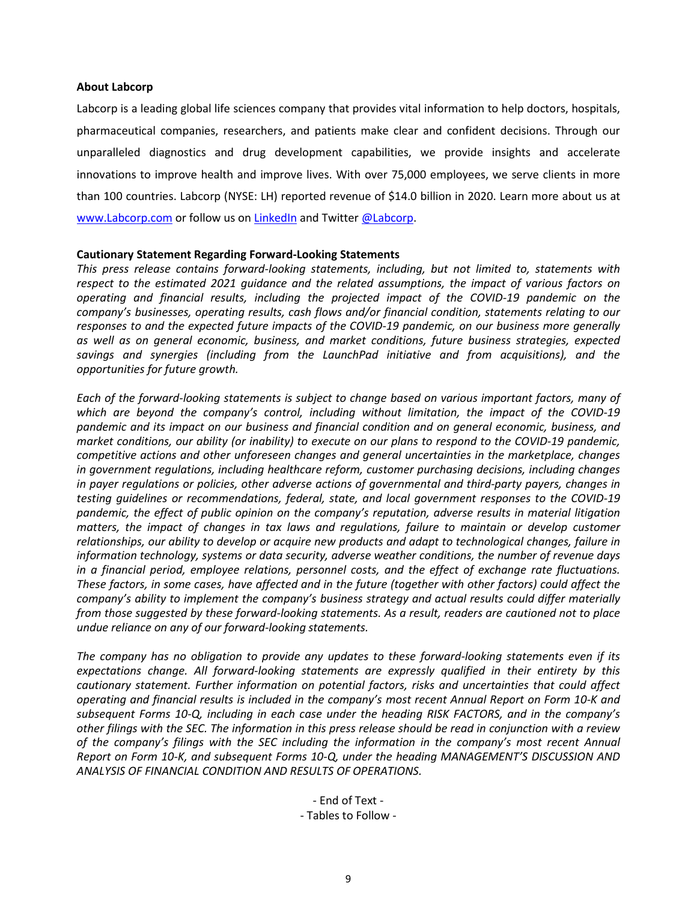**About Labcorp**

Labcorp is a leading global life sciences company that provides vital information to help doctors, hospitals, pharmaceutical companies, researchers, and patients make clear and confident decisions. Through our unparalleled diagnostics and drug development capabilities, we provide insights and accelerate innovations to improve health and improve lives. With over 75,000 employees, we serve clients in more than 100 countries. Labcorp (NYSE: LH) reported revenue of $14.0 billion in 2020. Learn more about us at [www.Labcorp.com](www.Labcorp.com) or follow us on [LinkedIn]() and Twitter [@Labcorp]().

**Cautionary Statement Regarding Forward-Looking Statements**

*This press release contains forward-looking statements, including, but not limited to, statements with respect to the estimated 2021 guidance and the related assumptions, the impact of various factors on operating and financial results, including the projected impact of the COVID-19 pandemic on the company's businesses, operating results, cash flows and/or financial condition, statements relating to our responses to and the expected future impacts of the COVID-19 pandemic, on our business more generally as well as on general economic, business, and market conditions, future business strategies, expected savings and synergies (including from the LaunchPad initiative and from acquisitions), and the opportunities for future growth.*

*Each of the forward-looking statements is subject to change based on various important factors, many of which are beyond the company's control, including without limitation, the impact of the COVID-19 pandemic and its impact on our business and financial condition and on general economic, business, and market conditions, our ability (or inability) to execute on our plans to respond to the COVID-19 pandemic, competitive actions and other unforeseen changes and general uncertainties in the marketplace, changes in government regulations, including healthcare reform, customer purchasing decisions, including changes in payer regulations or policies, other adverse actions of governmental and third-party payers, changes in testing guidelines or recommendations, federal, state, and local government responses to the COVID-19 pandemic, the effect of public opinion on the company's reputation, adverse results in material litigation matters, the impact of changes in tax laws and regulations, failure to maintain or develop customer relationships, our ability to develop or acquire new products and adapt to technological changes, failure in information technology, systems or data security, adverse weather conditions, the number of revenue days in a financial period, employee relations, personnel costs, and the effect of exchange rate fluctuations. These factors, in some cases, have affected and in the future (together with other factors) could affect the company's ability to implement the company's business strategy and actual results could differ materially from those suggested by these forward-looking statements. As a result, readers are cautioned not to place undue reliance on any of our forward-looking statements.*

*The company has no obligation to provide any updates to these forward-looking statements even if its expectations change. All forward-looking statements are expressly qualified in their entirety by this cautionary statement. Further information on potential factors, risks and uncertainties that could affect operating and financial results is included in the company's most recent Annual Report on Form 10-K and subsequent Forms 10-Q, including in each case under the heading RISK FACTORS, and in the company's other filings with the SEC. The information in this press release should be read in conjunction with a review of the company's filings with the SEC including the information in the company's most recent Annual Report on Form 10-K, and subsequent Forms 10-Q, under the heading MANAGEMENT'S DISCUSSION AND ANALYSIS OF FINANCIAL CONDITION AND RESULTS OF OPERATIONS.*

- End of Text -

- Tables to Follow -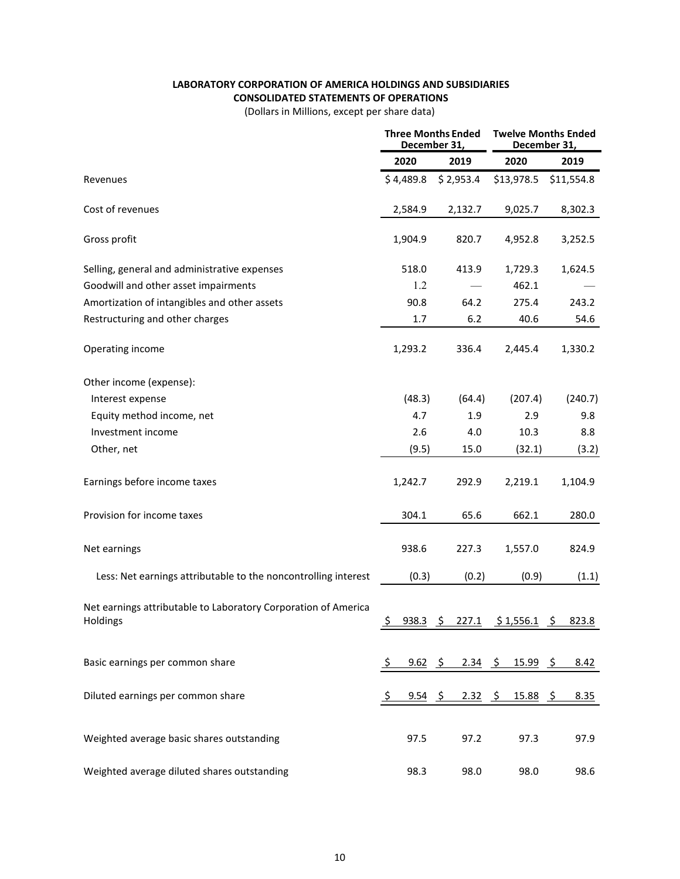**LABORATORY CORPORATION OF AMERICA HOLDINGS AND SUBSIDIARIES**
**CONSOLIDATED STATEMENTS OF OPERATIONS**
(Dollars in Millions, except per share data)

| | Three Months Ended December 31, | | Twelve Months Ended December 31, | |
|---|---|---|---|---|
| | **2020** | **2019** | **2020** | **2019** |
| Revenues | $ 4,489.8 | $ 2,953.4 | $13,978.5 | $11,554.8 |
| Cost of revenues | 2,584.9 | 2,132.7 | 9,025.7 | 8,302.3 |
| Gross profit | 1,904.9 | 820.7 | 4,952.8 | 3,252.5 |
| Selling, general and administrative expenses | 518.0 | 413.9 | 1,729.3 | 1,624.5 |
| Goodwill and other asset impairments | 1.2 | — | 462.1 | — |
| Amortization of intangibles and other assets | 90.8 | 64.2 | 275.4 | 243.2 |
| Restructuring and other charges | 1.7 | 6.2 | 40.6 | 54.6 |
| Operating income | 1,293.2 | 336.4 | 2,445.4 | 1,330.2 |
| Other income (expense): | | | | |
| Interest expense | (48.3) | (64.4) | (207.4) | (240.7) |
| Equity method income, net | 4.7 | 1.9 | 2.9 | 9.8 |
| Investment income | 2.6 | 4.0 | 10.3 | 8.8 |
| Other, net | (9.5) | 15.0 | (32.1) | (3.2) |
| Earnings before income taxes | 1,242.7 | 292.9 | 2,219.1 | 1,104.9 |
| Provision for income taxes | 304.1 | 65.6 | 662.1 | 280.0 |
| Net earnings | 938.6 | 227.3 | 1,557.0 | 824.9 |
| Less: Net earnings attributable to the noncontrolling interest | (0.3) | (0.2) | (0.9) | (1.1) |
| Net earnings attributable to Laboratory Corporation of America Holdings | $ 938.3 | $ 227.1 | $ 1,556.1 | $ 823.8 |
| Basic earnings per common share | $ 9.62 | $ 2.34 | $ 15.99 | $ 8.42 |
| Diluted earnings per common share | $ 9.54 | $ 2.32 | $ 15.88 | $ 8.35 |
| Weighted average basic shares outstanding | 97.5 | 97.2 | 97.3 | 97.9 |
| Weighted average diluted shares outstanding | 98.3 | 98.0 | 98.0 | 98.6 |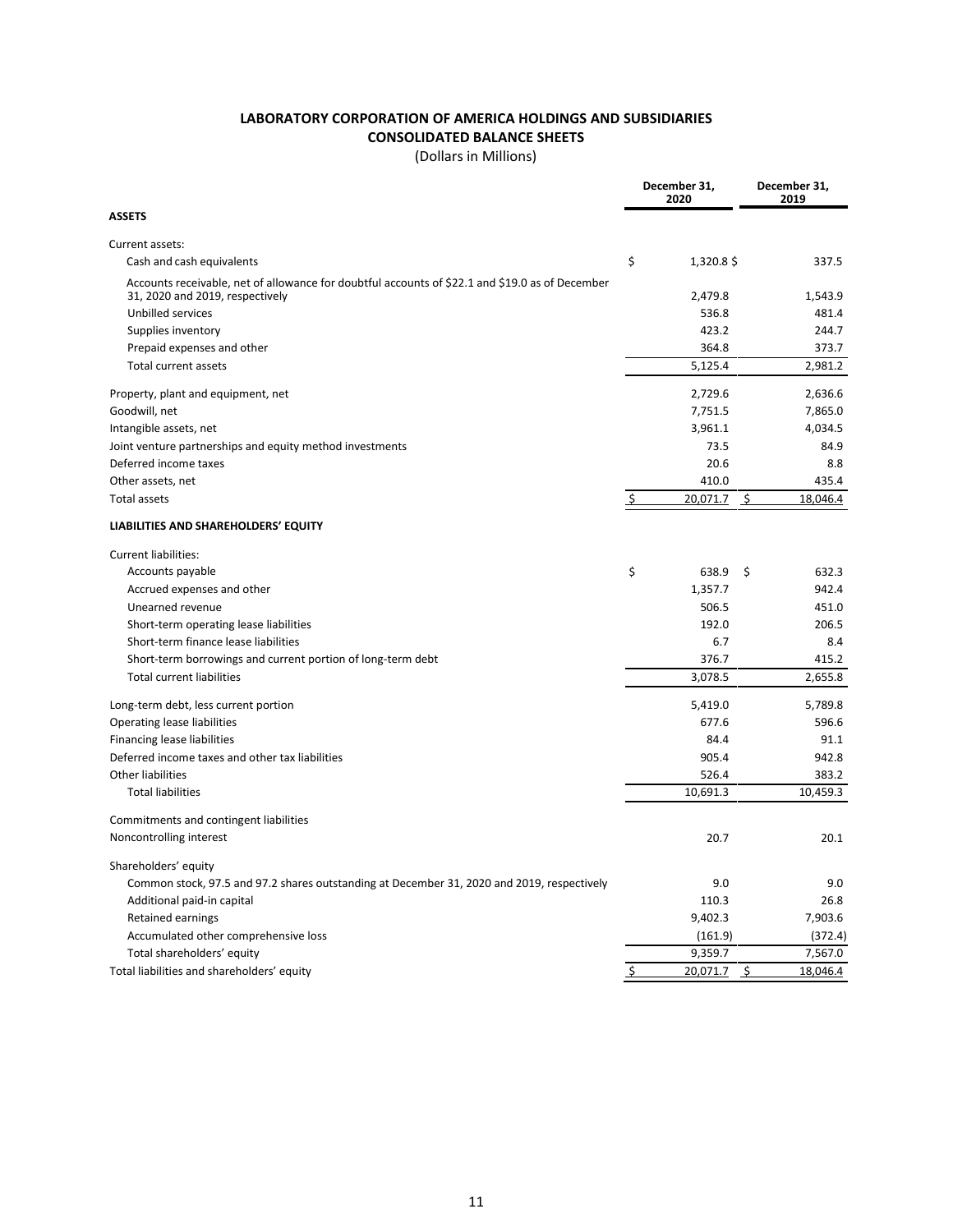**LABORATORY CORPORATION OF AMERICA HOLDINGS AND SUBSIDIARIES**
**CONSOLIDATED BALANCE SHEETS**
(Dollars in Millions)

| | December 31, 2020 | December 31, 2019 |
|---|---|---|
| **ASSETS** | | |
| Current assets: | | |
| Cash and cash equivalents | $ 1,320.8 | $ 337.5 |
| Accounts receivable, net of allowance for doubtful accounts of $22.1 and $19.0 as of December 31, 2020 and 2019, respectively | 2,479.8 | 1,543.9 |
| Unbilled services | 536.8 | 481.4 |
| Supplies inventory | 423.2 | 244.7 |
| Prepaid expenses and other | 364.8 | 373.7 |
| Total current assets | 5,125.4 | 2,981.2 |
| Property, plant and equipment, net | 2,729.6 | 2,636.6 |
| Goodwill, net | 7,751.5 | 7,865.0 |
| Intangible assets, net | 3,961.1 | 4,034.5 |
| Joint venture partnerships and equity method investments | 73.5 | 84.9 |
| Deferred income taxes | 20.6 | 8.8 |
| Other assets, net | 410.0 | 435.4 |
| Total assets | $ 20,071.7 | $ 18,046.4 |
| **LIABILITIES AND SHAREHOLDERS' EQUITY** | | |
| Current liabilities: | | |
| Accounts payable | $ 638.9 | $ 632.3 |
| Accrued expenses and other | 1,357.7 | 942.4 |
| Unearned revenue | 506.5 | 451.0 |
| Short-term operating lease liabilities | 192.0 | 206.5 |
| Short-term finance lease liabilities | 6.7 | 8.4 |
| Short-term borrowings and current portion of long-term debt | 376.7 | 415.2 |
| Total current liabilities | 3,078.5 | 2,655.8 |
| Long-term debt, less current portion | 5,419.0 | 5,789.8 |
| Operating lease liabilities | 677.6 | 596.6 |
| Financing lease liabilities | 84.4 | 91.1 |
| Deferred income taxes and other tax liabilities | 905.4 | 942.8 |
| Other liabilities | 526.4 | 383.2 |
| Total liabilities | 10,691.3 | 10,459.3 |
| Commitments and contingent liabilities | | |
| Noncontrolling interest | 20.7 | 20.1 |
| Shareholders' equity | | |
| Common stock, 97.5 and 97.2 shares outstanding at December 31, 2020 and 2019, respectively | 9.0 | 9.0 |
| Additional paid-in capital | 110.3 | 26.8 |
| Retained earnings | 9,402.3 | 7,903.6 |
| Accumulated other comprehensive loss | (161.9) | (372.4) |
| Total shareholders' equity | 9,359.7 | 7,567.0 |
| Total liabilities and shareholders' equity | $ 20,071.7 | $ 18,046.4 |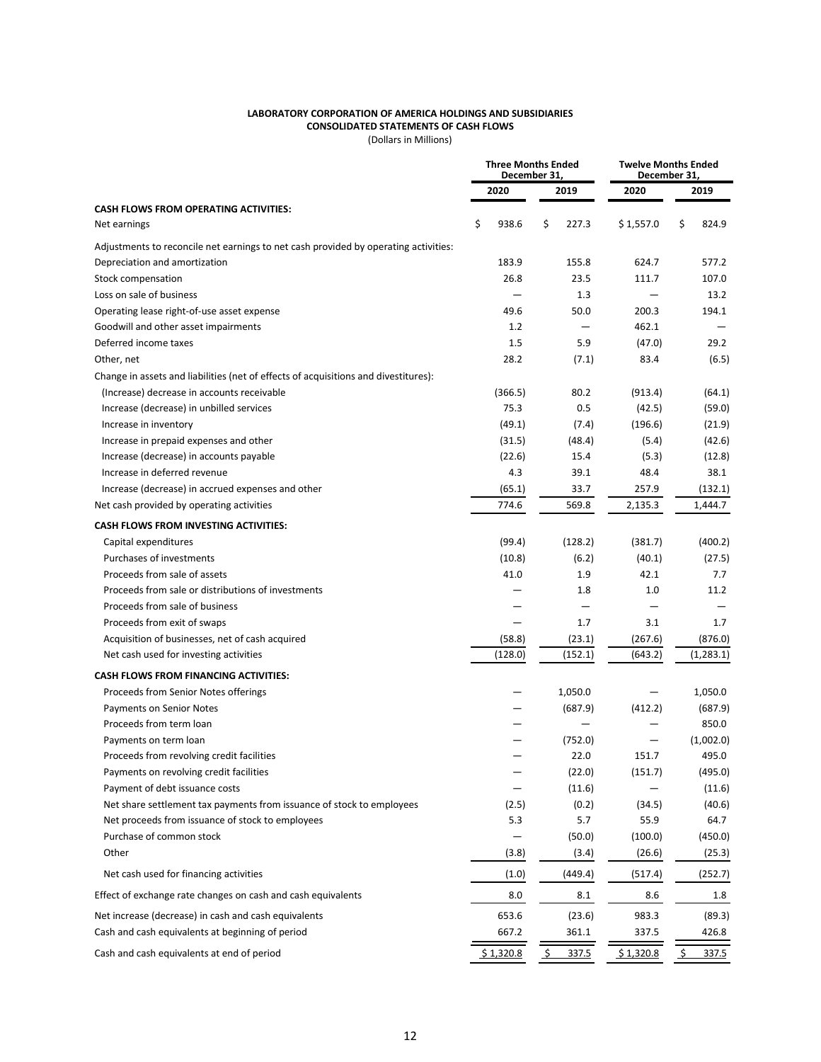**LABORATORY CORPORATION OF AMERICA HOLDINGS AND SUBSIDIARIES**
**CONSOLIDATED STATEMENTS OF CASH FLOWS**
(Dollars in Millions)

| | Three Months Ended December 31, | | Twelve Months Ended December 31, | |
|---|---|---|---|---|
| | 2020 | 2019 | 2020 | 2019 |
| **CASH FLOWS FROM OPERATING ACTIVITIES:** | | | | |
| Net earnings | $ 938.6 | $ 227.3 | $ 1,557.0 | $ 824.9 |
| Adjustments to reconcile net earnings to net cash provided by operating activities: | | | | |
| Depreciation and amortization | 183.9 | 155.8 | 624.7 | 577.2 |
| Stock compensation | 26.8 | 23.5 | 111.7 | 107.0 |
| Loss on sale of business | — | 1.3 | — | 13.2 |
| Operating lease right-of-use asset expense | 49.6 | 50.0 | 200.3 | 194.1 |
| Goodwill and other asset impairments | 1.2 | — | 462.1 | — |
| Deferred income taxes | 1.5 | 5.9 | (47.0) | 29.2 |
| Other, net | 28.2 | (7.1) | 83.4 | (6.5) |
| Change in assets and liabilities (net of effects of acquisitions and divestitures): | | | | |
| (Increase) decrease in accounts receivable | (366.5) | 80.2 | (913.4) | (64.1) |
| Increase (decrease) in unbilled services | 75.3 | 0.5 | (42.5) | (59.0) |
| Increase in inventory | (49.1) | (7.4) | (196.6) | (21.9) |
| Increase in prepaid expenses and other | (31.5) | (48.4) | (5.4) | (42.6) |
| Increase (decrease) in accounts payable | (22.6) | 15.4 | (5.3) | (12.8) |
| Increase in deferred revenue | 4.3 | 39.1 | 48.4 | 38.1 |
| Increase (decrease) in accrued expenses and other | (65.1) | 33.7 | 257.9 | (132.1) |
| Net cash provided by operating activities | 774.6 | 569.8 | 2,135.3 | 1,444.7 |
| **CASH FLOWS FROM INVESTING ACTIVITIES:** | | | | |
| Capital expenditures | (99.4) | (128.2) | (381.7) | (400.2) |
| Purchases of investments | (10.8) | (6.2) | (40.1) | (27.5) |
| Proceeds from sale of assets | 41.0 | 1.9 | 42.1 | 7.7 |
| Proceeds from sale or distributions of investments | — | 1.8 | 1.0 | 11.2 |
| Proceeds from sale of business | — | — | — | — |
| Proceeds from exit of swaps | — | 1.7 | 3.1 | 1.7 |
| Acquisition of businesses, net of cash acquired | (58.8) | (23.1) | (267.6) | (876.0) |
| Net cash used for investing activities | (128.0) | (152.1) | (643.2) | (1,283.1) |
| **CASH FLOWS FROM FINANCING ACTIVITIES:** | | | | |
| Proceeds from Senior Notes offerings | — | 1,050.0 | — | 1,050.0 |
| Payments on Senior Notes | — | (687.9) | (412.2) | (687.9) |
| Proceeds from term loan | — | — | — | 850.0 |
| Payments on term loan | — | (752.0) | — | (1,002.0) |
| Proceeds from revolving credit facilities | — | 22.0 | 151.7 | 495.0 |
| Payments on revolving credit facilities | — | (22.0) | (151.7) | (495.0) |
| Payment of debt issuance costs | — | (11.6) | — | (11.6) |
| Net share settlement tax payments from issuance of stock to employees | (2.5) | (0.2) | (34.5) | (40.6) |
| Net proceeds from issuance of stock to employees | 5.3 | 5.7 | 55.9 | 64.7 |
| Purchase of common stock | — | (50.0) | (100.0) | (450.0) |
| Other | (3.8) | (3.4) | (26.6) | (25.3) |
| Net cash used for financing activities | (1.0) | (449.4) | (517.4) | (252.7) |
| Effect of exchange rate changes on cash and cash equivalents | 8.0 | 8.1 | 8.6 | 1.8 |
| Net increase (decrease) in cash and cash equivalents | 653.6 | (23.6) | 983.3 | (89.3) |
| Cash and cash equivalents at beginning of period | 667.2 | 361.1 | 337.5 | 426.8 |
| Cash and cash equivalents at end of period | $ 1,320.8 | $ 337.5 | $ 1,320.8 | $ 337.5 |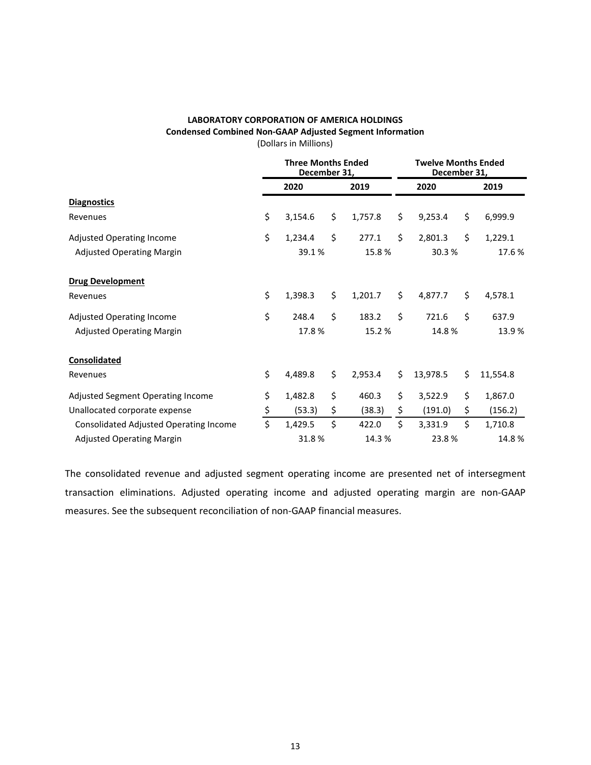**LABORATORY CORPORATION OF AMERICA HOLDINGS**
**Condensed Combined Non-GAAP Adjusted Segment Information**
(Dollars in Millions)

| | Three Months Ended December 31, | | Twelve Months Ended December 31, | |
|---|---|---|---|---|
| | 2020 | 2019 | 2020 | 2019 |
| **Diagnostics** | | | | |
| Revenues | $ 3,154.6 | $ 1,757.8 | $ 9,253.4 | $ 6,999.9 |
| Adjusted Operating Income | $ 1,234.4 | $ 277.1 | $ 2,801.3 | $ 1,229.1 |
| Adjusted Operating Margin | 39.1 % | 15.8 % | 30.3 % | 17.6 % |
| **Drug Development** | | | | |
| Revenues | $ 1,398.3 | $ 1,201.7 | $ 4,877.7 | $ 4,578.1 |
| Adjusted Operating Income | $ 248.4 | $ 183.2 | $ 721.6 | $ 637.9 |
| Adjusted Operating Margin | 17.8 % | 15.2 % | 14.8 % | 13.9 % |
| **Consolidated** | | | | |
| Revenues | $ 4,489.8 | $ 2,953.4 | $ 13,978.5 | $ 11,554.8 |
| Adjusted Segment Operating Income | $ 1,482.8 | $ 460.3 | $ 3,522.9 | $ 1,867.0 |
| Unallocated corporate expense | $ (53.3) | $ (38.3) | $ (191.0) | $ (156.2) |
| Consolidated Adjusted Operating Income | $ 1,429.5 | $ 422.0 | $ 3,331.9 | $ 1,710.8 |
| Adjusted Operating Margin | 31.8 % | 14.3 % | 23.8 % | 14.8 % |

The consolidated revenue and adjusted segment operating income are presented net of intersegment transaction eliminations. Adjusted operating income and adjusted operating margin are non-GAAP measures. See the subsequent reconciliation of non-GAAP financial measures.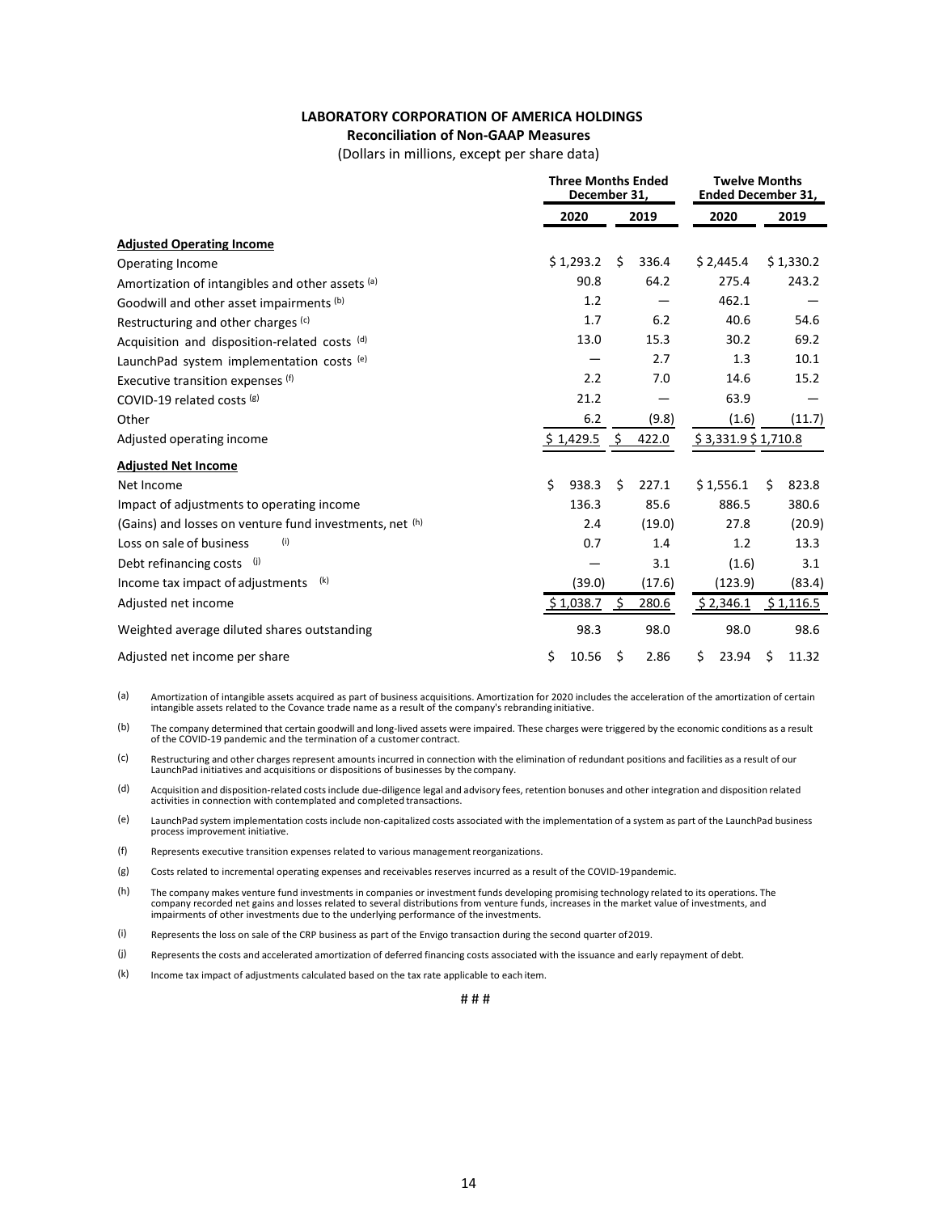**LABORATORY CORPORATION OF AMERICA HOLDINGS**

**Reconciliation of Non-GAAP Measures**

(Dollars in millions, except per share data)

| | Three Months Ended December 31, | | Twelve Months Ended December 31, | |
|---|---|---|---|---|
| | 2020 | 2019 | 2020 | 2019 |
| **Adjusted Operating Income** | | | | |
| Operating Income | $ 1,293.2 | $ 336.4 | $ 2,445.4 | $ 1,330.2 |
| Amortization of intangibles and other assets [(a)] | 90.8 | 64.2 | 275.4 | 243.2 |
| Goodwill and other asset impairments [(b)] | 1.2 | — | 462.1 | — |
| Restructuring and other charges [(c)] | 1.7 | 6.2 | 40.6 | 54.6 |
| Acquisition and disposition-related costs [(d)] | 13.0 | 15.3 | 30.2 | 69.2 |
| LaunchPad system implementation costs [(e)] | — | 2.7 | 1.3 | 10.1 |
| Executive transition expenses [(f)] | 2.2 | 7.0 | 14.6 | 15.2 |
| COVID-19 related costs [(g)] | 21.2 | — | 63.9 | — |
| Other | 6.2 | (9.8) | (1.6) | (11.7) |
| Adjusted operating income | $ 1,429.5 | $ 422.0 | $ 3,331.9 | $ 1,710.8 |
| **Adjusted Net Income** | | | | |
| Net Income | $ 938.3 | $ 227.1 | $ 1,556.1 | $ 823.8 |
| Impact of adjustments to operating income | 136.3 | 85.6 | 886.5 | 380.6 |
| (Gains) and losses on venture fund investments, net [(h)] | 2.4 | (19.0) | 27.8 | (20.9) |
| Loss on sale of business [(i)] | 0.7 | 1.4 | 1.2 | 13.3 |
| Debt refinancing costs [(j)] | — | 3.1 | (1.6) | 3.1 |
| Income tax impact of adjustments [(k)] | (39.0) | (17.6) | (123.9) | (83.4) |
| Adjusted net income | $ 1,038.7 | $ 280.6 | $ 2,346.1 | $ 1,116.5 |
| Weighted average diluted shares outstanding | 98.3 | 98.0 | 98.0 | 98.6 |
| Adjusted net income per share | $ 10.56 | $ 2.86 | $ 23.94 | $ 11.32 |

(a) Amortization of intangible assets acquired as part of business acquisitions. Amortization for 2020 includes the acceleration of the amortization of certain intangible assets related to the Covance trade name as a result of the company's rebranding initiative.

(b) The company determined that certain goodwill and long-lived assets were impaired. These charges were triggered by the economic conditions as a result of the COVID-19 pandemic and the termination of a customer contract.

(c) Restructuring and other charges represent amounts incurred in connection with the elimination of redundant positions and facilities as a result of our LaunchPad initiatives and acquisitions or dispositions of businesses by the company.

(d) Acquisition and disposition-related costs include due-diligence legal and advisory fees, retention bonuses and other integration and disposition related activities in connection with contemplated and completed transactions.

(e) LaunchPad system implementation costs include non-capitalized costs associated with the implementation of a system as part of the LaunchPad business process improvement initiative.

(f) Represents executive transition expenses related to various management reorganizations.

(g) Costs related to incremental operating expenses and receivables reserves incurred as a result of the COVID-19 pandemic.

(h) The company makes venture fund investments in companies or investment funds developing promising technology related to its operations. The company recorded net gains and losses related to several distributions from venture funds, increases in the market value of investments, and impairments of other investments due to the underlying performance of the investments.

(i) Represents the loss on sale of the CRP business as part of the Envigo transaction during the second quarter of 2019.

(j) Represents the costs and accelerated amortization of deferred financing costs associated with the issuance and early repayment of debt.

(k) Income tax impact of adjustments calculated based on the tax rate applicable to each item.

# # #